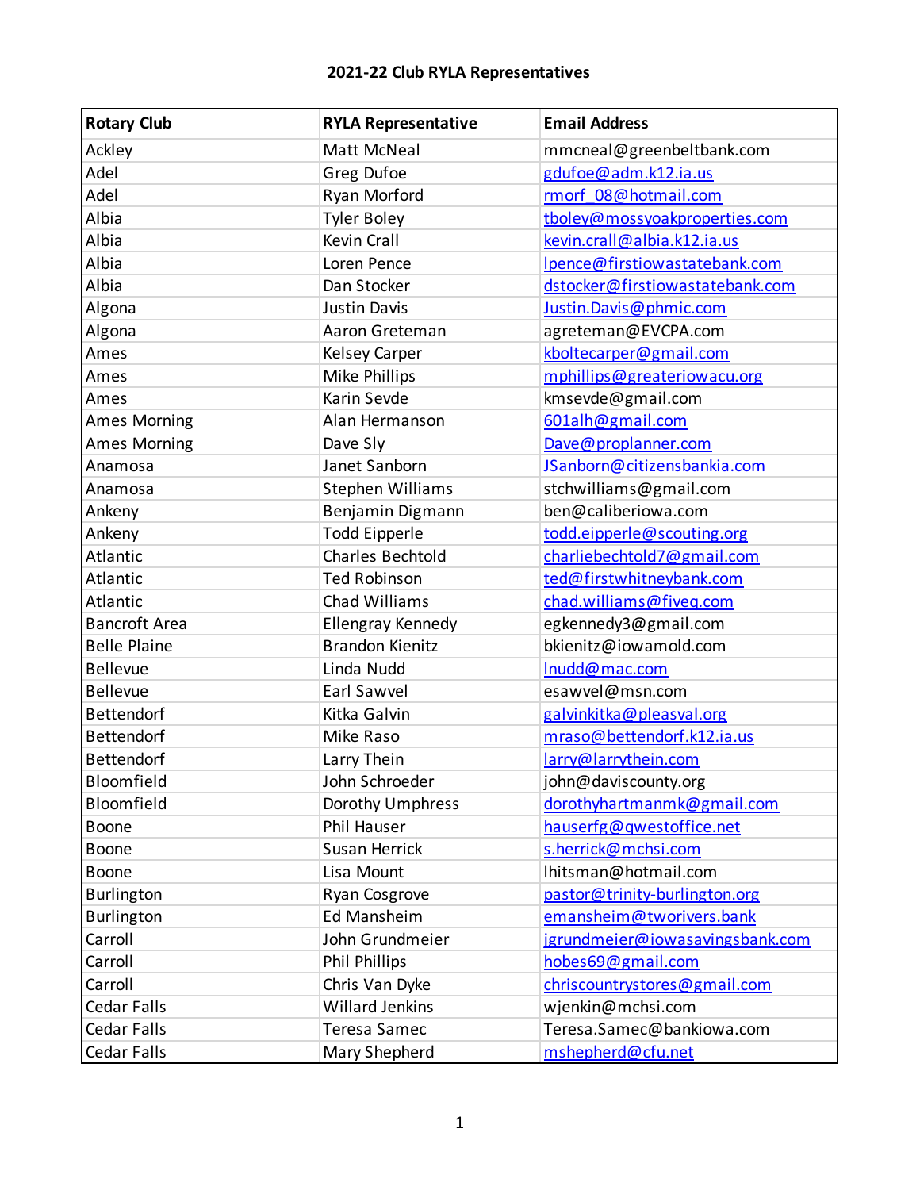# 2021-22 Club RYLA Representatives

| Rotary Club | RYLA Representative | Email Address |
|---|---|---|
| Ackley | Matt McNeal | mmcneal@greenbeltbank.com |
| Adel | Greg Dufoe | gdufoe@adm.k12.ia.us |
| Adel | Ryan Morford | rmorf_08@hotmail.com |
| Albia | Tyler Boley | tboley@mossyoakproperties.com |
| Albia | Kevin Crall | kevin.crall@albia.k12.ia.us |
| Albia | Loren Pence | lpence@firstiowastatebank.com |
| Albia | Dan Stocker | dstocker@firstiowastatebank.com |
| Algona | Justin Davis | Justin.Davis@phmic.com |
| Algona | Aaron Greteman | agreteman@EVCPA.com |
| Ames | Kelsey Carper | kboltecarper@gmail.com |
| Ames | Mike Phillips | mphillips@greateriowacu.org |
| Ames | Karin Sevde | kmsevde@gmail.com |
| Ames Morning | Alan Hermanson | 601alh@gmail.com |
| Ames Morning | Dave Sly | Dave@proplanner.com |
| Anamosa | Janet Sanborn | JSanborn@citizensbankia.com |
| Anamosa | Stephen Williams | stchwilliams@gmail.com |
| Ankeny | Benjamin Digmann | ben@caliberiowa.com |
| Ankeny | Todd Eipperle | todd.eipperle@scouting.org |
| Atlantic | Charles Bechtold | charliebechtold7@gmail.com |
| Atlantic | Ted Robinson | ted@firstwhitneybank.com |
| Atlantic | Chad Williams | chad.williams@fiveq.com |
| Bancroft Area | Ellengray Kennedy | egkennedy3@gmail.com |
| Belle Plaine | Brandon Kienitz | bkienitz@iowamold.com |
| Bellevue | Linda Nudd | lnudd@mac.com |
| Bellevue | Earl Sawvel | esawvel@msn.com |
| Bettendorf | Kitka Galvin | galvinkitka@pleasval.org |
| Bettendorf | Mike Raso | mraso@bettendorf.k12.ia.us |
| Bettendorf | Larry Thein | larry@larrythein.com |
| Bloomfield | John Schroeder | john@daviscounty.org |
| Bloomfield | Dorothy Umphress | dorothyhartmanmk@gmail.com |
| Boone | Phil Hauser | hauserfg@qwestoffice.net |
| Boone | Susan Herrick | s.herrick@mchsi.com |
| Boone | Lisa Mount | lhitsman@hotmail.com |
| Burlington | Ryan Cosgrove | pastor@trinity-burlington.org |
| Burlington | Ed Mansheim | emansheim@tworivers.bank |
| Carroll | John Grundmeier | jgrundmeier@iowasavingsbank.com |
| Carroll | Phil Phillips | hobes69@gmail.com |
| Carroll | Chris Van Dyke | chriscountrystores@gmail.com |
| Cedar Falls | Willard Jenkins | wjenkin@mchsi.com |
| Cedar Falls | Teresa Samec | Teresa.Samec@bankiowa.com |
| Cedar Falls | Mary Shepherd | mshepherd@cfu.net |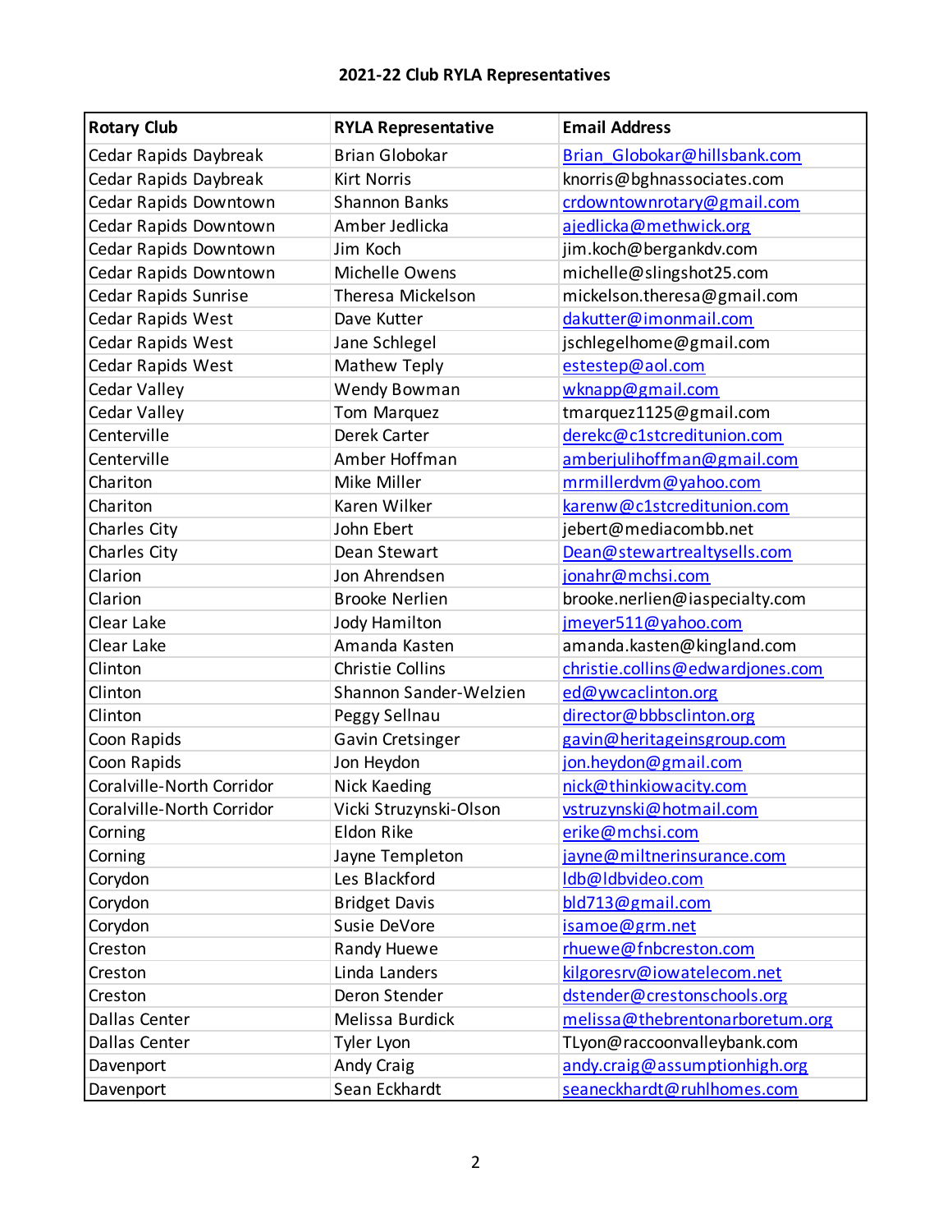**2021-22 Club RYLA Representatives**

| Rotary Club | RYLA Representative | Email Address |
|---|---|---|
| Cedar Rapids Daybreak | Brian Globokar | Brian_Globokar@hillsbank.com |
| Cedar Rapids Daybreak | Kirt Norris | knorris@bghnassociates.com |
| Cedar Rapids Downtown | Shannon Banks | crdowntownrotary@gmail.com |
| Cedar Rapids Downtown | Amber Jedlicka | ajedlicka@methwick.org |
| Cedar Rapids Downtown | Jim Koch | jim.koch@bergankdv.com |
| Cedar Rapids Downtown | Michelle Owens | michelle@slingshot25.com |
| Cedar Rapids Sunrise | Theresa Mickelson | mickelson.theresa@gmail.com |
| Cedar Rapids West | Dave Kutter | dakutter@imonmail.com |
| Cedar Rapids West | Jane Schlegel | jschlegelhome@gmail.com |
| Cedar Rapids West | Mathew Teply | estestep@aol.com |
| Cedar Valley | Wendy Bowman | wknapp@gmail.com |
| Cedar Valley | Tom Marquez | tmarquez1125@gmail.com |
| Centerville | Derek Carter | derekc@c1stcreditunion.com |
| Centerville | Amber Hoffman | amberjulihoffman@gmail.com |
| Chariton | Mike Miller | mrmillerdvm@yahoo.com |
| Chariton | Karen Wilker | karenw@c1stcreditunion.com |
| Charles City | John Ebert | jebert@mediacombb.net |
| Charles City | Dean Stewart | Dean@stewartrealtysells.com |
| Clarion | Jon Ahrendsen | jonahr@mchsi.com |
| Clarion | Brooke Nerlien | brooke.nerlien@iaspecialty.com |
| Clear Lake | Jody Hamilton | jmeyer511@yahoo.com |
| Clear Lake | Amanda Kasten | amanda.kasten@kingland.com |
| Clinton | Christie Collins | christie.collins@edwardjones.com |
| Clinton | Shannon Sander-Welzien | ed@ywcaclinton.org |
| Clinton | Peggy Sellnau | director@bbbsclinton.org |
| Coon Rapids | Gavin Cretsinger | gavin@heritageinsgroup.com |
| Coon Rapids | Jon Heydon | jon.heydon@gmail.com |
| Coralville-North Corridor | Nick Kaeding | nick@thinkiowacity.com |
| Coralville-North Corridor | Vicki Struzynski-Olson | vstruzynski@hotmail.com |
| Corning | Eldon Rike | erike@mchsi.com |
| Corning | Jayne Templeton | jayne@miltnerinsurance.com |
| Corydon | Les Blackford | ldb@ldbvideo.com |
| Corydon | Bridget Davis | bld713@gmail.com |
| Corydon | Susie DeVore | isamoe@grm.net |
| Creston | Randy Huewe | rhuewe@fnbcreston.com |
| Creston | Linda Landers | kilgoresrv@iowatelecom.net |
| Creston | Deron Stender | dstender@crestonschools.org |
| Dallas Center | Melissa Burdick | melissa@thebrentonarboretum.org |
| Dallas Center | Tyler Lyon | TLyon@raccoonvalleybank.com |
| Davenport | Andy Craig | andy.craig@assumptionhigh.org |
| Davenport | Sean Eckhardt | seaneckhardt@ruhlhomes.com |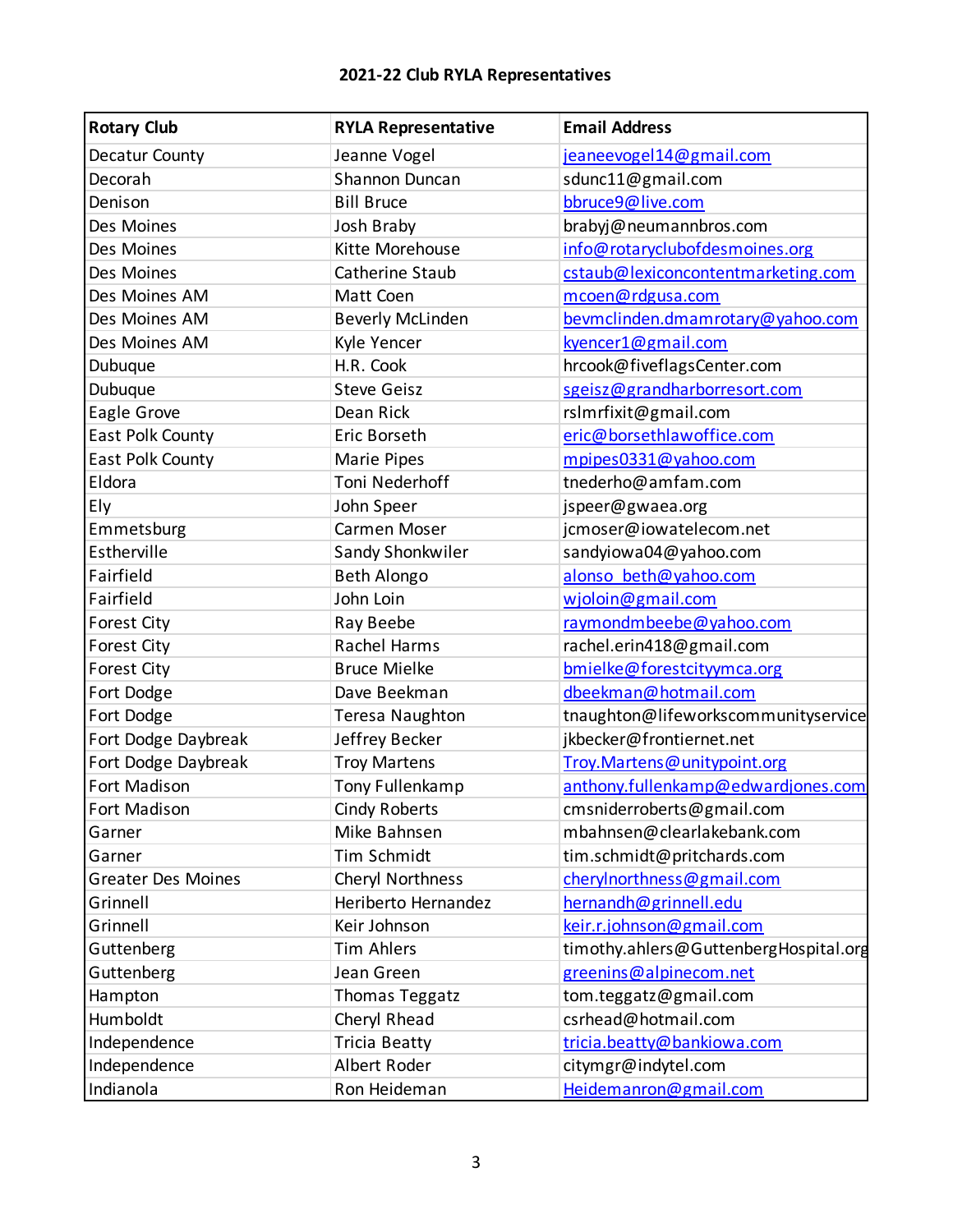**2021-22 Club RYLA Representatives**

| Rotary Club | RYLA Representative | Email Address |
|---|---|---|
| Decatur County | Jeanne Vogel | jeaneevogel14@gmail.com |
| Decorah | Shannon Duncan | sdunc11@gmail.com |
| Denison | Bill Bruce | bbruce9@live.com |
| Des Moines | Josh Braby | brabyj@neumannbros.com |
| Des Moines | Kitte Morehouse | info@rotaryclubofdesmoines.org |
| Des Moines | Catherine Staub | cstaub@lexiconcontentmarketing.com |
| Des Moines AM | Matt Coen | mcoen@rdgusa.com |
| Des Moines AM | Beverly McLinden | bevmclinden.dmamrotary@yahoo.com |
| Des Moines AM | Kyle Yencer | kyencer1@gmail.com |
| Dubuque | H.R. Cook | hrcook@fiveflagsCenter.com |
| Dubuque | Steve Geisz | sgeisz@grandharborresort.com |
| Eagle Grove | Dean Rick | rslmrfixit@gmail.com |
| East Polk County | Eric Borseth | eric@borsethlawoffice.com |
| East Polk County | Marie Pipes | mpipes0331@yahoo.com |
| Eldora | Toni Nederhoff | tnederho@amfam.com |
| Ely | John Speer | jspeer@gwaea.org |
| Emmetsburg | Carmen Moser | jcmoser@iowatelecom.net |
| Estherville | Sandy Shonkwiler | sandyiowa04@yahoo.com |
| Fairfield | Beth Alongo | alonso_beth@yahoo.com |
| Fairfield | John Loin | wjoloin@gmail.com |
| Forest City | Ray Beebe | raymondmbeebe@yahoo.com |
| Forest City | Rachel Harms | rachel.erin418@gmail.com |
| Forest City | Bruce Mielke | bmielke@forestcityymca.org |
| Fort Dodge | Dave Beekman | dbeekman@hotmail.com |
| Fort Dodge | Teresa Naughton | tnaughton@lifeworkscommunityservice |
| Fort Dodge Daybreak | Jeffrey Becker | jkbecker@frontiernet.net |
| Fort Dodge Daybreak | Troy Martens | Troy.Martens@unitypoint.org |
| Fort Madison | Tony Fullenkamp | anthony.fullenkamp@edwardjones.com |
| Fort Madison | Cindy Roberts | cmsniderroberts@gmail.com |
| Garner | Mike Bahnsen | mbahnsen@clearlakebank.com |
| Garner | Tim Schmidt | tim.schmidt@pritchards.com |
| Greater Des Moines | Cheryl Northness | cherylnorthness@gmail.com |
| Grinnell | Heriberto Hernandez | hernandh@grinnell.edu |
| Grinnell | Keir Johnson | keir.r.johnson@gmail.com |
| Guttenberg | Tim Ahlers | timothy.ahlers@GuttenbergHospital.org |
| Guttenberg | Jean Green | greenins@alpinecom.net |
| Hampton | Thomas Teggatz | tom.teggatz@gmail.com |
| Humboldt | Cheryl Rhead | csrhead@hotmail.com |
| Independence | Tricia Beatty | tricia.beatty@bankiowa.com |
| Independence | Albert Roder | citymgr@indytel.com |
| Indianola | Ron Heideman | Heidemanron@gmail.com |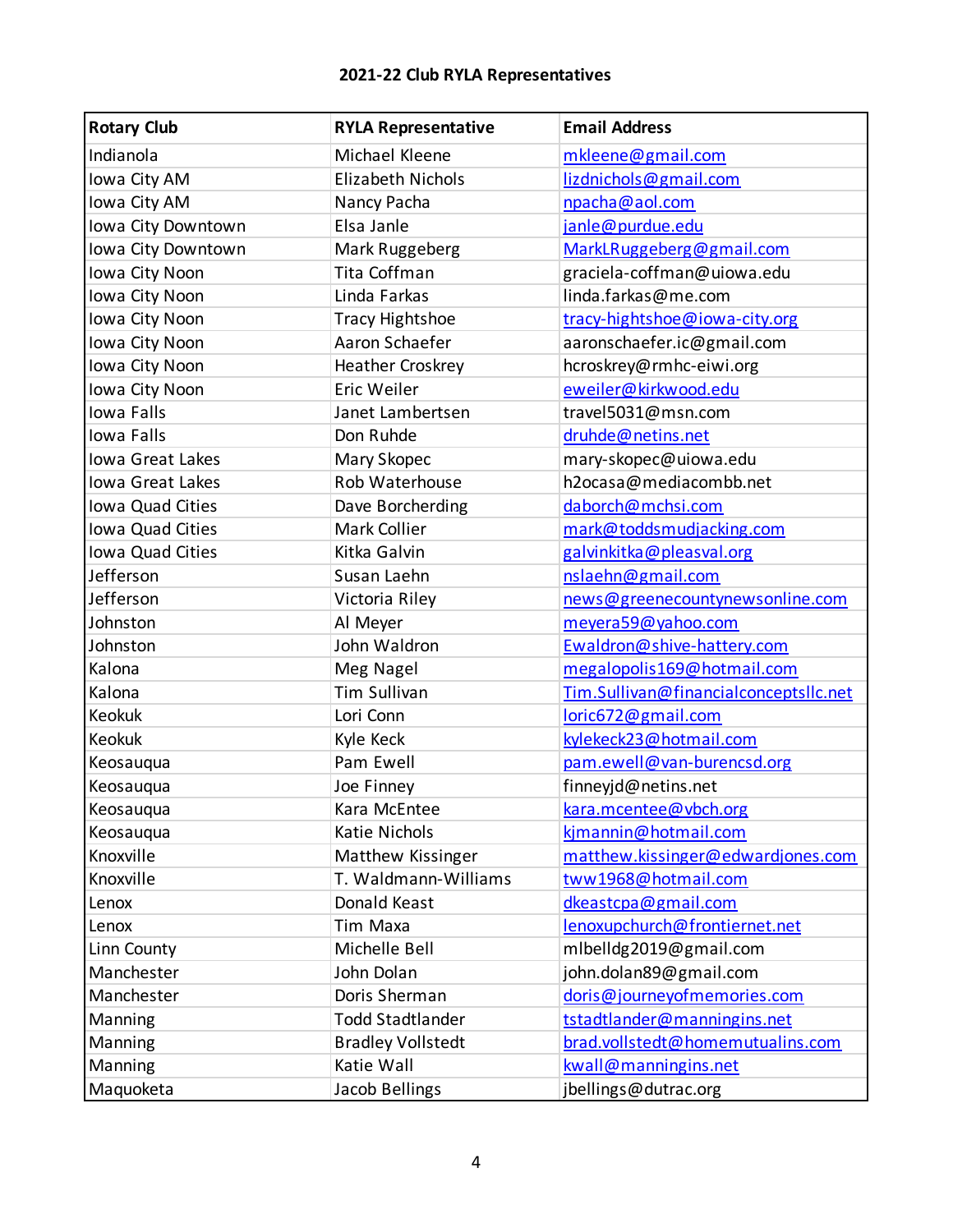**2021-22 Club RYLA Representatives**

| Rotary Club | RYLA Representative | Email Address |
|---|---|---|
| Indianola | Michael Kleene | mkleene@gmail.com |
| Iowa City AM | Elizabeth Nichols | lizdnichols@gmail.com |
| Iowa City AM | Nancy Pacha | npacha@aol.com |
| Iowa City Downtown | Elsa Janle | janle@purdue.edu |
| Iowa City Downtown | Mark Ruggeberg | MarkLRuggeberg@gmail.com |
| Iowa City Noon | Tita Coffman | graciela-coffman@uiowa.edu |
| Iowa City Noon | Linda Farkas | linda.farkas@me.com |
| Iowa City Noon | Tracy Hightshoe | tracy-hightshoe@iowa-city.org |
| Iowa City Noon | Aaron Schaefer | aaronschaefer.ic@gmail.com |
| Iowa City Noon | Heather Croskrey | hcroskrey@rmhc-eiwi.org |
| Iowa City Noon | Eric Weiler | eweiler@kirkwood.edu |
| Iowa Falls | Janet Lambertsen | travel5031@msn.com |
| Iowa Falls | Don Ruhde | druhde@netins.net |
| Iowa Great Lakes | Mary Skopec | mary-skopec@uiowa.edu |
| Iowa Great Lakes | Rob Waterhouse | h2ocasa@mediacombb.net |
| Iowa Quad Cities | Dave Borcherding | daborch@mchsi.com |
| Iowa Quad Cities | Mark Collier | mark@toddsmudjacking.com |
| Iowa Quad Cities | Kitka Galvin | galvinkitka@pleasval.org |
| Jefferson | Susan Laehn | nslaehn@gmail.com |
| Jefferson | Victoria Riley | news@greenecountynewsonline.com |
| Johnston | Al Meyer | meyera59@yahoo.com |
| Johnston | John Waldron | Ewaldron@shive-hattery.com |
| Kalona | Meg Nagel | megalopolis169@hotmail.com |
| Kalona | Tim Sullivan | Tim.Sullivan@financialconceptsllc.net |
| Keokuk | Lori Conn | loric672@gmail.com |
| Keokuk | Kyle Keck | kylekeck23@hotmail.com |
| Keosauqua | Pam Ewell | pam.ewell@van-burencsd.org |
| Keosauqua | Joe Finney | finneyjd@netins.net |
| Keosauqua | Kara McEntee | kara.mcentee@vbch.org |
| Keosauqua | Katie Nichols | kjmannin@hotmail.com |
| Knoxville | Matthew Kissinger | matthew.kissinger@edwardjones.com |
| Knoxville | T. Waldmann-Williams | tww1968@hotmail.com |
| Lenox | Donald Keast | dkeastcpa@gmail.com |
| Lenox | Tim Maxa | lenoxupchurch@frontiernet.net |
| Linn County | Michelle Bell | mlbelldg2019@gmail.com |
| Manchester | John Dolan | john.dolan89@gmail.com |
| Manchester | Doris Sherman | doris@journeyofmemories.com |
| Manning | Todd Stadtlander | tstadtlander@manningins.net |
| Manning | Bradley Vollstedt | brad.vollstedt@homemutualins.com |
| Manning | Katie Wall | kwall@manningins.net |
| Maquoketa | Jacob Bellings | jbellings@dutrac.org |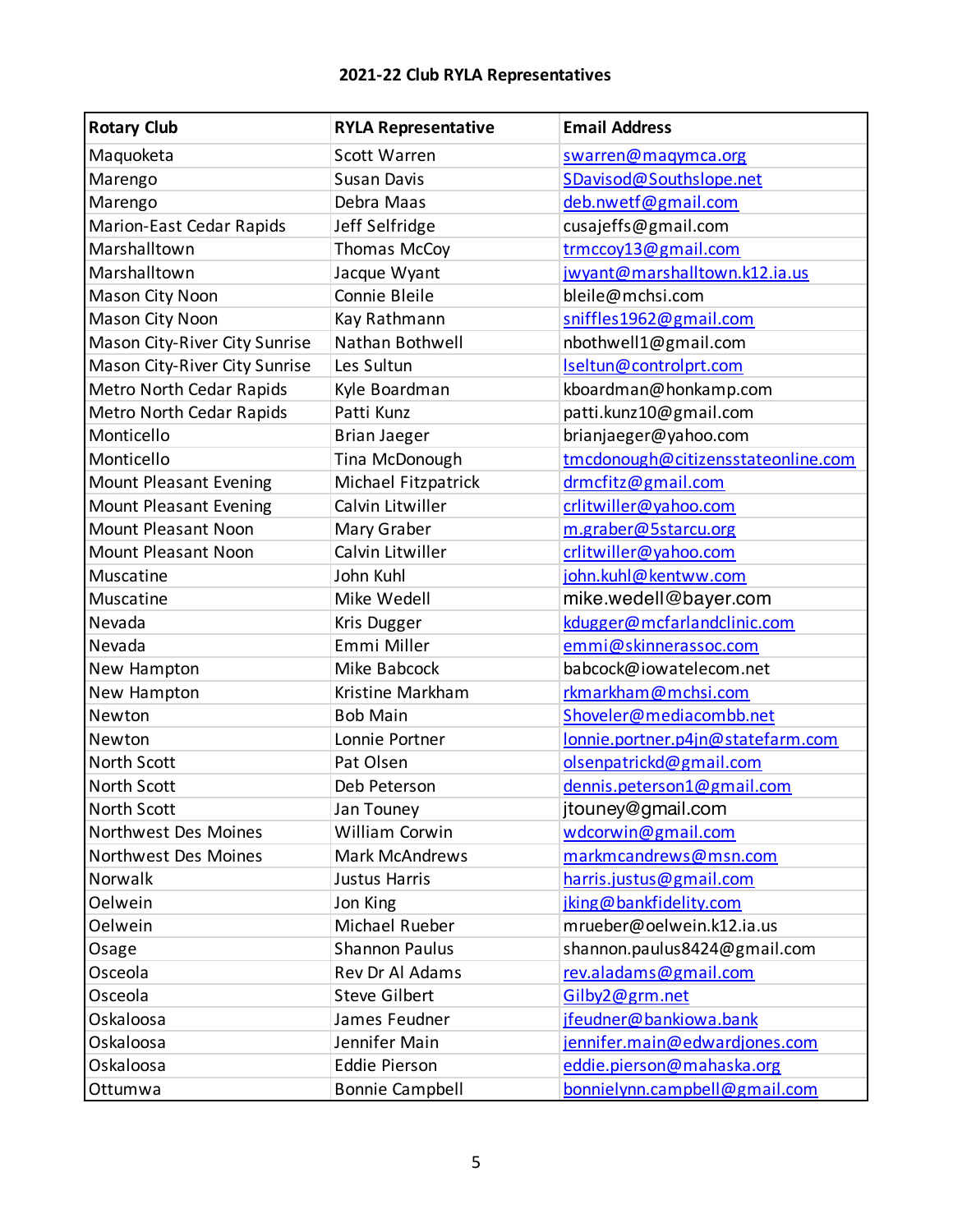**2021-22 Club RYLA Representatives**

| Rotary Club | RYLA Representative | Email Address |
|---|---|---|
| Maquoketa | Scott Warren | swarren@maqymca.org |
| Marengo | Susan Davis | SDavisod@Southslope.net |
| Marengo | Debra Maas | deb.nwetf@gmail.com |
| Marion-East Cedar Rapids | Jeff Selfridge | cusajeffs@gmail.com |
| Marshalltown | Thomas McCoy | trmccoy13@gmail.com |
| Marshalltown | Jacque Wyant | jwyant@marshalltown.k12.ia.us |
| Mason City Noon | Connie Bleile | bleile@mchsi.com |
| Mason City Noon | Kay Rathmann | sniffles1962@gmail.com |
| Mason City-River City Sunrise | Nathan Bothwell | nbothwell1@gmail.com |
| Mason City-River City Sunrise | Les Sultun | lseltun@controlprt.com |
| Metro North Cedar Rapids | Kyle Boardman | kboardman@honkamp.com |
| Metro North Cedar Rapids | Patti Kunz | patti.kunz10@gmail.com |
| Monticello | Brian Jaeger | brianjaeger@yahoo.com |
| Monticello | Tina McDonough | tmcdonough@citizensstateonline.com |
| Mount Pleasant Evening | Michael Fitzpatrick | drmcfitz@gmail.com |
| Mount Pleasant Evening | Calvin Litwiller | crlitwiller@yahoo.com |
| Mount Pleasant Noon | Mary Graber | m.graber@5starcu.org |
| Mount Pleasant Noon | Calvin Litwiller | crlitwiller@yahoo.com |
| Muscatine | John Kuhl | john.kuhl@kentww.com |
| Muscatine | Mike Wedell | mike.wedell@bayer.com |
| Nevada | Kris Dugger | kdugger@mcfarlandclinic.com |
| Nevada | Emmi Miller | emmi@skinnerassoc.com |
| New Hampton | Mike Babcock | babcock@iowatelecom.net |
| New Hampton | Kristine Markham | rkmarkham@mchsi.com |
| Newton | Bob Main | Shoveler@mediacombb.net |
| Newton | Lonnie Portner | lonnie.portner.p4jn@statefarm.com |
| North Scott | Pat Olsen | olsenpatrickd@gmail.com |
| North Scott | Deb Peterson | dennis.peterson1@gmail.com |
| North Scott | Jan Touney | jtouney@gmail.com |
| Northwest Des Moines | William Corwin | wdcorwin@gmail.com |
| Northwest Des Moines | Mark McAndrews | markmcandrews@msn.com |
| Norwalk | Justus Harris | harris.justus@gmail.com |
| Oelwein | Jon King | jking@bankfidelity.com |
| Oelwein | Michael Rueber | mrueber@oelwein.k12.ia.us |
| Osage | Shannon Paulus | shannon.paulus8424@gmail.com |
| Osceola | Rev Dr Al Adams | rev.aladams@gmail.com |
| Osceola | Steve Gilbert | Gilby2@grm.net |
| Oskaloosa | James Feudner | jfeudner@bankiowa.bank |
| Oskaloosa | Jennifer Main | jennifer.main@edwardjones.com |
| Oskaloosa | Eddie Pierson | eddie.pierson@mahaska.org |
| Ottumwa | Bonnie Campbell | bonnielynn.campbell@gmail.com |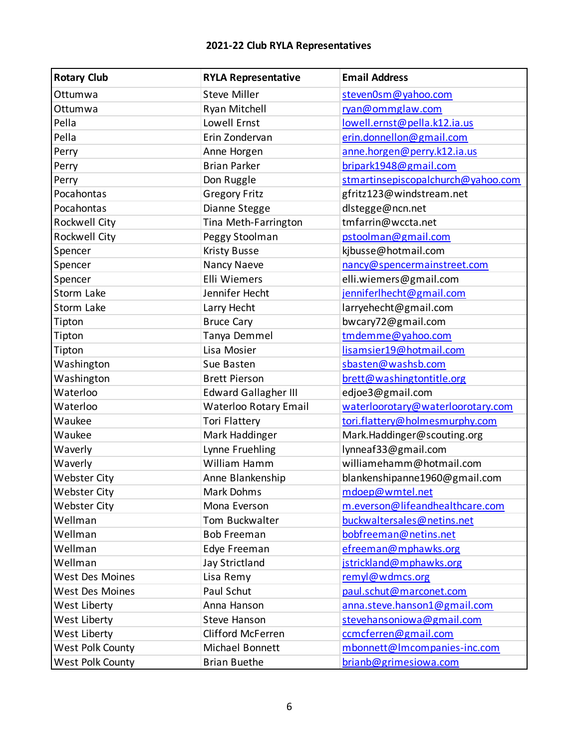**2021-22 Club RYLA Representatives**

| Rotary Club | RYLA Representative | Email Address |
|---|---|---|
| Ottumwa | Steve Miller | steven0sm@yahoo.com |
| Ottumwa | Ryan Mitchell | ryan@ommglaw.com |
| Pella | Lowell Ernst | lowell.ernst@pella.k12.ia.us |
| Pella | Erin Zondervan | erin.donnellon@gmail.com |
| Perry | Anne Horgen | anne.horgen@perry.k12.ia.us |
| Perry | Brian Parker | bripark1948@gmail.com |
| Perry | Don Ruggle | stmartinsepiscopalchurch@yahoo.com |
| Pocahontas | Gregory Fritz | gfritz123@windstream.net |
| Pocahontas | Dianne Stegge | dlstegge@ncn.net |
| Rockwell City | Tina Meth-Farrington | tmfarrin@wccta.net |
| Rockwell City | Peggy Stoolman | pstoolman@gmail.com |
| Spencer | Kristy Busse | kjbusse@hotmail.com |
| Spencer | Nancy Naeve | nancy@spencermainstreet.com |
| Spencer | Elli Wiemers | elli.wiemers@gmail.com |
| Storm Lake | Jennifer Hecht | jenniferlhecht@gmail.com |
| Storm Lake | Larry Hecht | larryehecht@gmail.com |
| Tipton | Bruce Cary | bwcary72@gmail.com |
| Tipton | Tanya Demmel | tmdemme@yahoo.com |
| Tipton | Lisa Mosier | lisamsier19@hotmail.com |
| Washington | Sue Basten | sbasten@washsb.com |
| Washington | Brett Pierson | brett@washingtontitle.org |
| Waterloo | Edward Gallagher III | edjoe3@gmail.com |
| Waterloo | Waterloo Rotary Email | waterloorotary@waterloorotary.com |
| Waukee | Tori Flattery | tori.flattery@holmesmurphy.com |
| Waukee | Mark Haddinger | Mark.Haddinger@scouting.org |
| Waverly | Lynne Fruehling | lynneaf33@gmail.com |
| Waverly | William Hamm | williamehamm@hotmail.com |
| Webster City | Anne Blankenship | blankenshipanne1960@gmail.com |
| Webster City | Mark Dohms | mdoep@wmtel.net |
| Webster City | Mona Everson | m.everson@lifeandhealthcare.com |
| Wellman | Tom Buckwalter | buckwaltersales@netins.net |
| Wellman | Bob Freeman | bobfreeman@netins.net |
| Wellman | Edye Freeman | efreeman@mphawks.org |
| Wellman | Jay Strictland | jstrickland@mphawks.org |
| West Des Moines | Lisa Remy | remyl@wdmcs.org |
| West Des Moines | Paul Schut | paul.schut@marconet.com |
| West Liberty | Anna Hanson | anna.steve.hanson1@gmail.com |
| West Liberty | Steve Hanson | stevehansoniowa@gmail.com |
| West Liberty | Clifford McFerren | ccmcferren@gmail.com |
| West Polk County | Michael Bonnett | mbonnett@lmcompanies-inc.com |
| West Polk County | Brian Buethe | brianb@grimesiowa.com |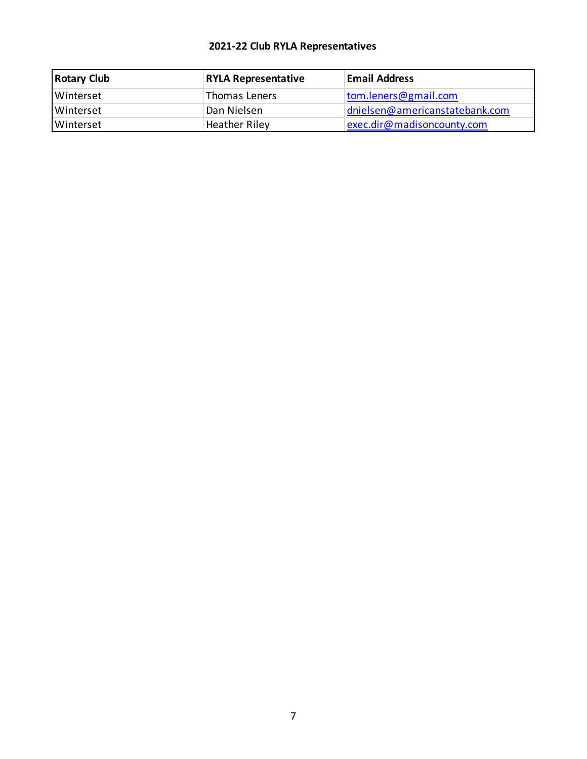## 2021-22 Club RYLA Representatives

| Rotary Club | RYLA Representative | Email Address |
|---|---|---|
| Winterset | Thomas Leners | tom.leners@gmail.com |
| Winterset | Dan Nielsen | dnielsen@americanstatebank.com |
| Winterset | Heather Riley | exec.dir@madisoncounty.com |